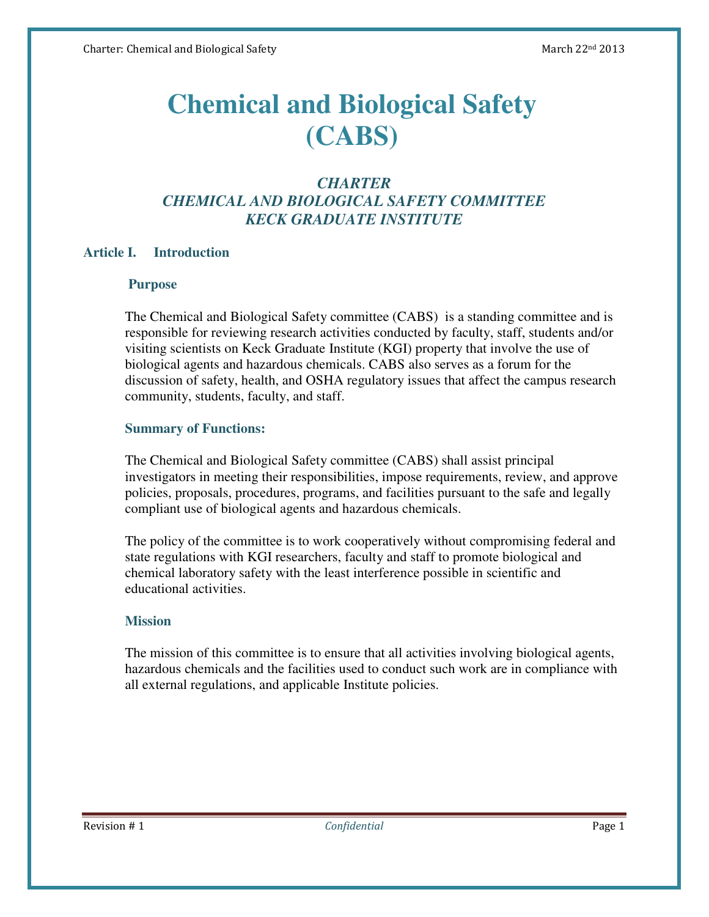# Chemical and Biological Safety (CABS)

### *CHARTER*
### *CHEMICAL AND BIOLOGICAL SAFETY COMMITTEE*
### *KECK GRADUATE INSTITUTE*

## Article I. Introduction

### Purpose

The Chemical and Biological Safety committee (CABS) is a standing committee and is responsible for reviewing research activities conducted by faculty, staff, students and/or visiting scientists on Keck Graduate Institute (KGI) property that involve the use of biological agents and hazardous chemicals. CABS also serves as a forum for the discussion of safety, health, and OSHA regulatory issues that affect the campus research community, students, faculty, and staff.

### Summary of Functions:

The Chemical and Biological Safety committee (CABS) shall assist principal investigators in meeting their responsibilities, impose requirements, review, and approve policies, proposals, procedures, programs, and facilities pursuant to the safe and legally compliant use of biological agents and hazardous chemicals.

The policy of the committee is to work cooperatively without compromising federal and state regulations with KGI researchers, faculty and staff to promote biological and chemical laboratory safety with the least interference possible in scientific and educational activities.

### Mission

The mission of this committee is to ensure that all activities involving biological agents, hazardous chemicals and the facilities used to conduct such work are in compliance with all external regulations, and applicable Institute policies.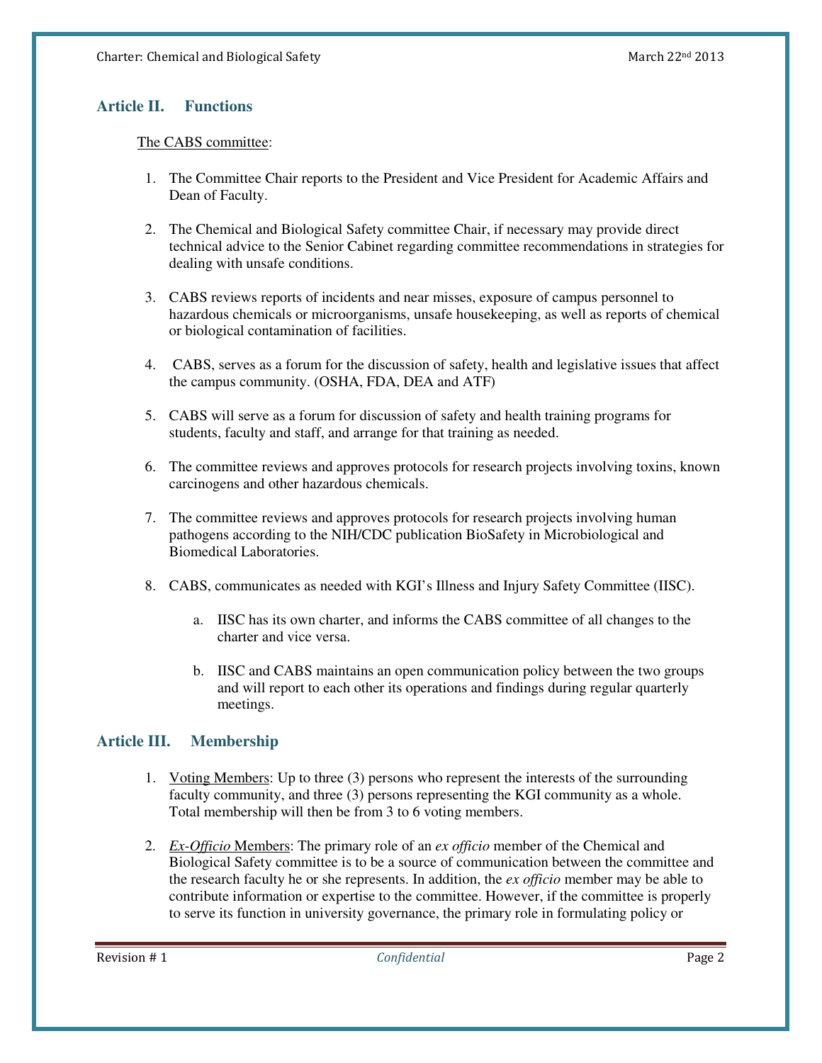## Article II. Functions

The CABS committee:

1. The Committee Chair reports to the President and Vice President for Academic Affairs and Dean of Faculty.

2. The Chemical and Biological Safety committee Chair, if necessary may provide direct technical advice to the Senior Cabinet regarding committee recommendations in strategies for dealing with unsafe conditions.

3. CABS reviews reports of incidents and near misses, exposure of campus personnel to hazardous chemicals or microorganisms, unsafe housekeeping, as well as reports of chemical or biological contamination of facilities.

4. CABS, serves as a forum for the discussion of safety, health and legislative issues that affect the campus community. (OSHA, FDA, DEA and ATF)

5. CABS will serve as a forum for discussion of safety and health training programs for students, faculty and staff, and arrange for that training as needed.

6. The committee reviews and approves protocols for research projects involving toxins, known carcinogens and other hazardous chemicals.

7. The committee reviews and approves protocols for research projects involving human pathogens according to the NIH/CDC publication BioSafety in Microbiological and Biomedical Laboratories.

8. CABS, communicates as needed with KGI's Illness and Injury Safety Committee (IISC).

   a. IISC has its own charter, and informs the CABS committee of all changes to the charter and vice versa.

   b. IISC and CABS maintains an open communication policy between the two groups and will report to each other its operations and findings during regular quarterly meetings.

## Article III. Membership

1. Voting Members: Up to three (3) persons who represent the interests of the surrounding faculty community, and three (3) persons representing the KGI community as a whole. Total membership will then be from 3 to 6 voting members.

2. *Ex-Officio* Members: The primary role of an *ex officio* member of the Chemical and Biological Safety committee is to be a source of communication between the committee and the research faculty he or she represents. In addition, the *ex officio* member may be able to contribute information or expertise to the committee. However, if the committee is properly to serve its function in university governance, the primary role in formulating policy or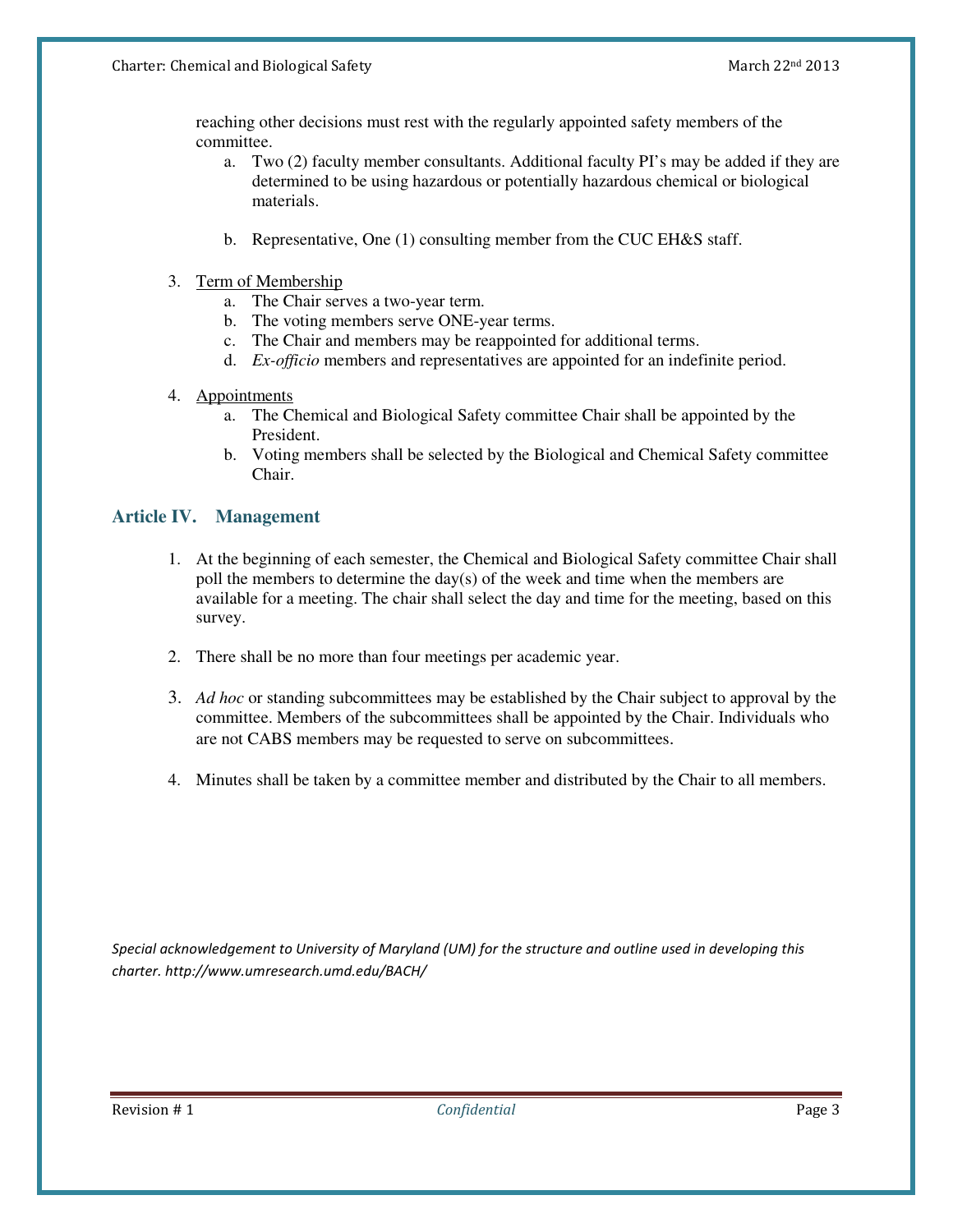reaching other decisions must rest with the regularly appointed safety members of the committee.

   a. Two (2) faculty member consultants. Additional faculty PI's may be added if they are determined to be using hazardous or potentially hazardous chemical or biological materials.

   b. Representative, One (1) consulting member from the CUC EH&S staff.

3. Term of Membership
   a. The Chair serves a two-year term.
   b. The voting members serve ONE-year terms.
   c. The Chair and members may be reappointed for additional terms.
   d. *Ex-officio* members and representatives are appointed for an indefinite period.

4. Appointments
   a. The Chemical and Biological Safety committee Chair shall be appointed by the President.
   b. Voting members shall be selected by the Biological and Chemical Safety committee Chair.

## Article IV. Management

1. At the beginning of each semester, the Chemical and Biological Safety committee Chair shall poll the members to determine the day(s) of the week and time when the members are available for a meeting. The chair shall select the day and time for the meeting, based on this survey.

2. There shall be no more than four meetings per academic year.

3. *Ad hoc* or standing subcommittees may be established by the Chair subject to approval by the committee. Members of the subcommittees shall be appointed by the Chair. Individuals who are not CABS members may be requested to serve on subcommittees.

4. Minutes shall be taken by a committee member and distributed by the Chair to all members.

*Special acknowledgement to University of Maryland (UM) for the structure and outline used in developing this charter. http://www.umresearch.umd.edu/BACH/*